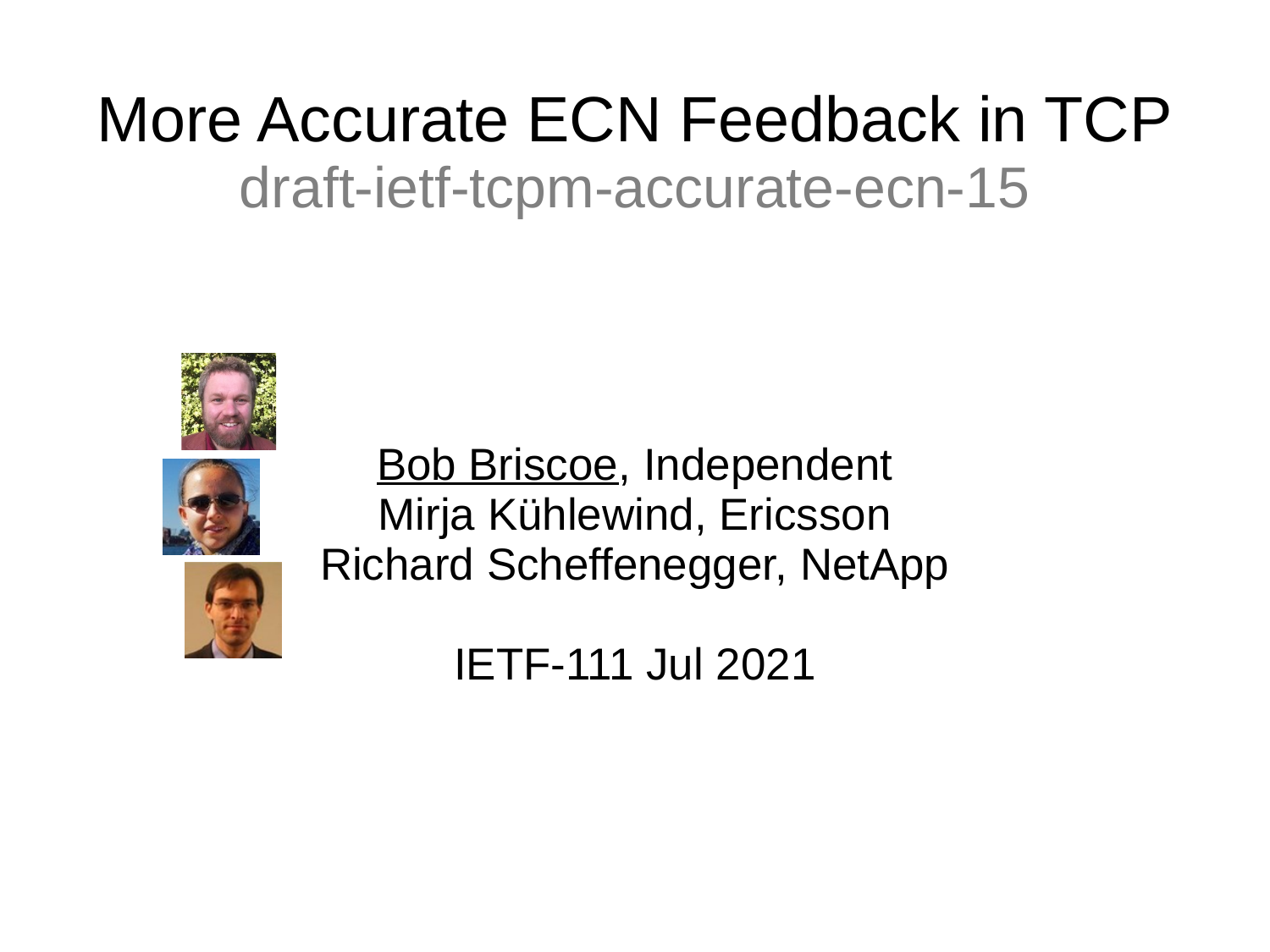# More Accurate ECN Feedback in TCP

## draft-ietf-tcpm-accurate-ecn-15

Bob Briscoe, Independent
Mirja Kühlewind, Ericsson
Richard Scheffenegger, NetApp

IETF-111 Jul 2021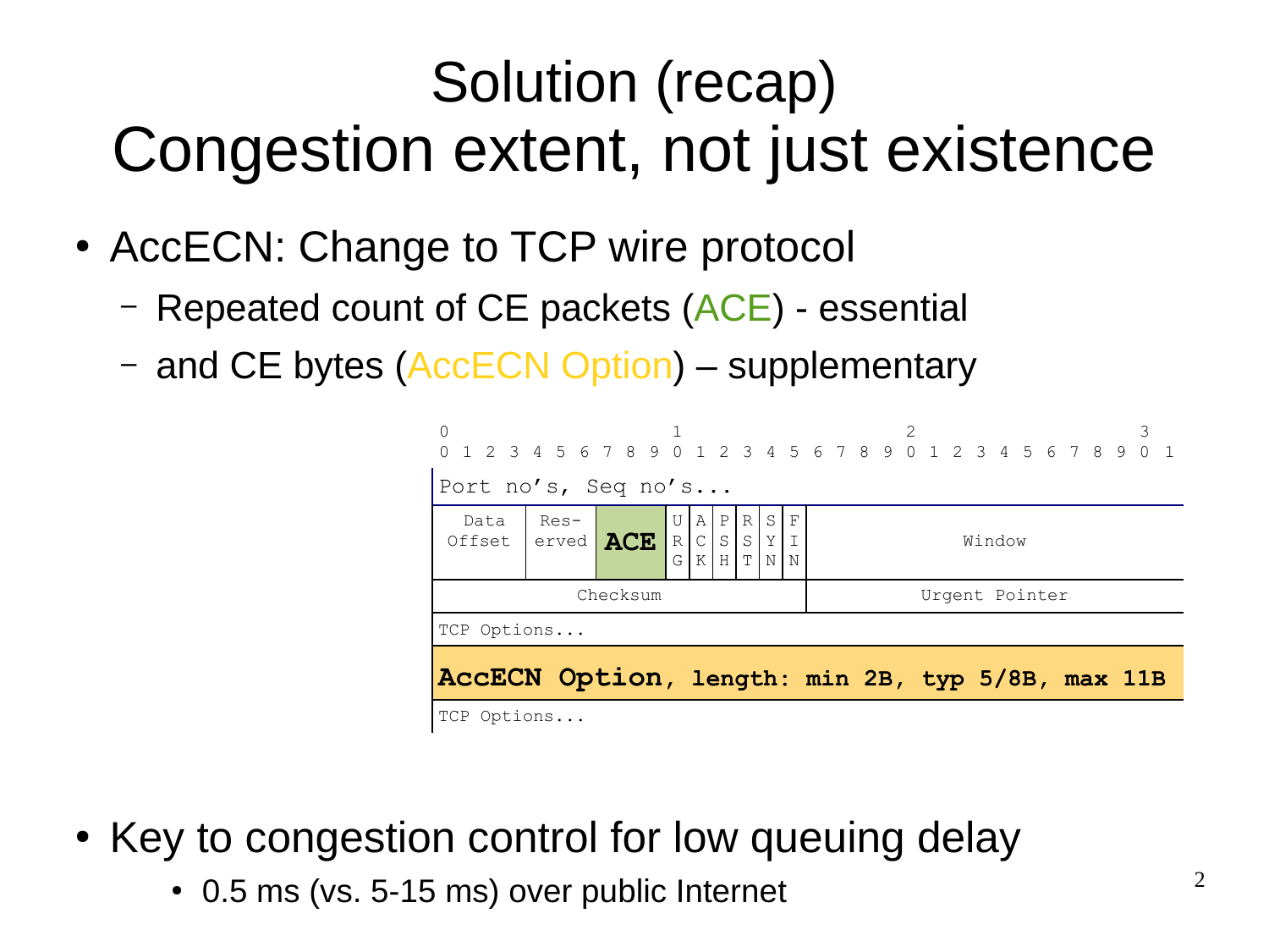# Solution (recap)
# Congestion extent, not just existence

- AccECN: Change to TCP wire protocol
  - Repeated count of CE packets (ACE) - essential
  - and CE bytes (AccECN Option) – supplementary

```
0                   1                   2                   3
0 1 2 3 4 5 6 7 8 9 0 1 2 3 4 5 6 7 8 9 0 1 2 3 4 5 6 7 8 9 0 1
Port no's, Seq no's...
| Data   | Res-  |     | U | A | P | R | S | F |                 |
| Offset | erved | ACE | R | C | S | S | Y | I |     Window      |
|        |       |     | G | K | H | T | N | N |                 |
|           Checksum                 |      Urgent Pointer      |
TCP Options...
AccECN Option, length: min 2B, typ 5/8B, max 11B
TCP Options...
```

- Key to congestion control for low queuing delay
  - 0.5 ms (vs. 5-15 ms) over public Internet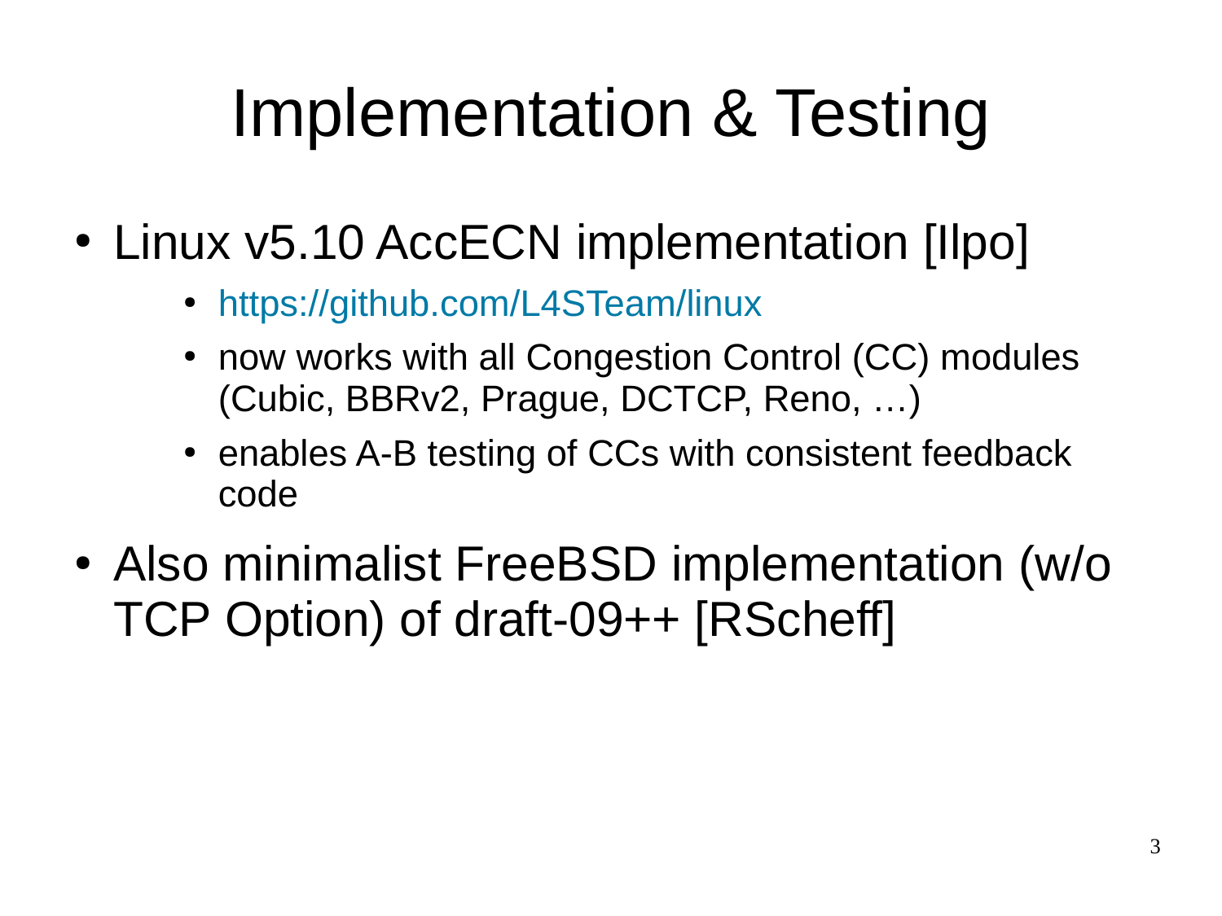# Implementation & Testing

- Linux v5.10 AccECN implementation [Ilpo]
  - https://github.com/L4STeam/linux
  - now works with all Congestion Control (CC) modules (Cubic, BBRv2, Prague, DCTCP, Reno, …)
  - enables A-B testing of CCs with consistent feedback code
- Also minimalist FreeBSD implementation (w/o TCP Option) of draft-09++ [RScheff]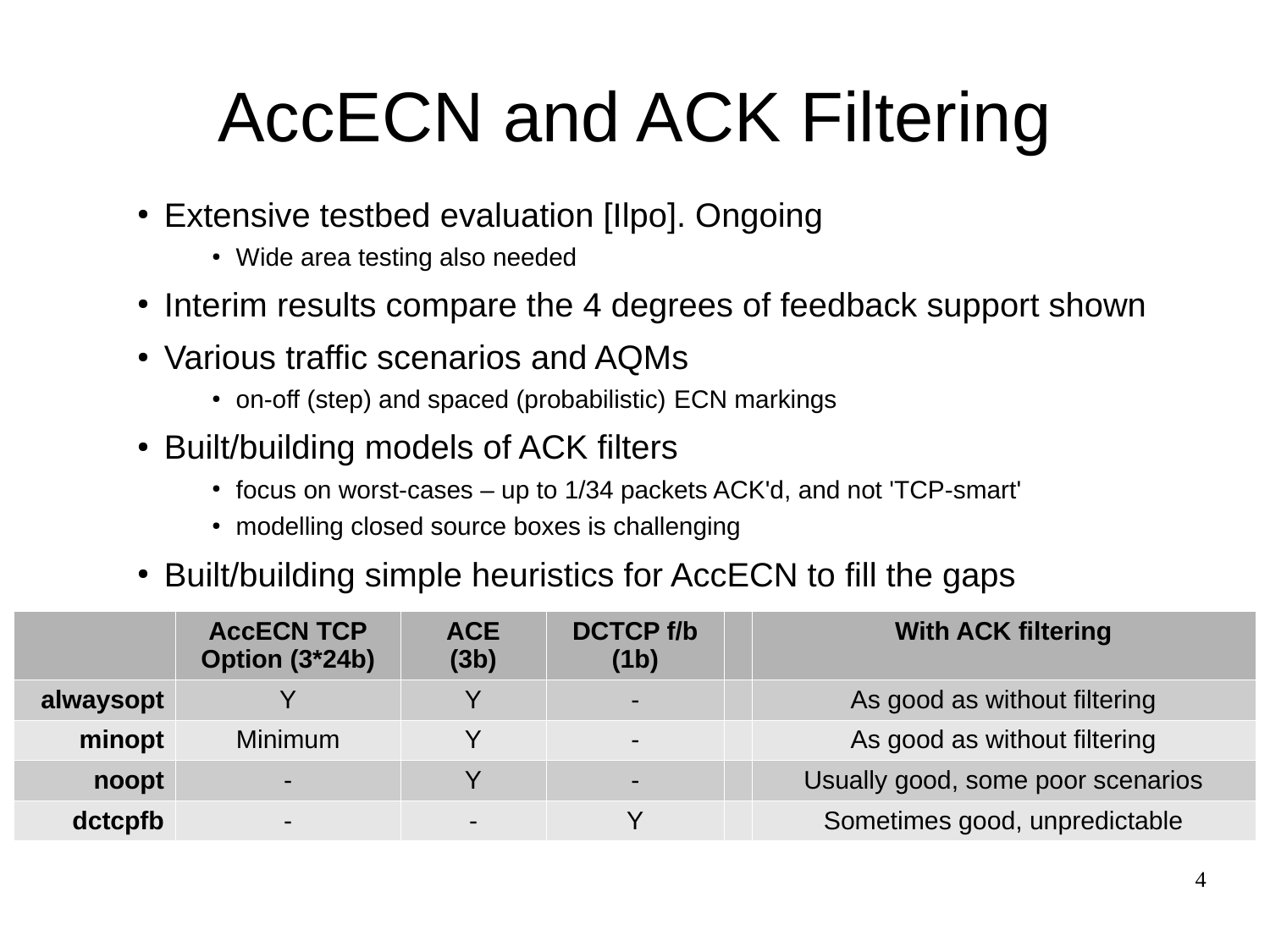# AccECN and ACK Filtering

- Extensive testbed evaluation [Ilpo]. Ongoing
  - Wide area testing also needed
- Interim results compare the 4 degrees of feedback support shown
- Various traffic scenarios and AQMs
  - on-off (step) and spaced (probabilistic) ECN markings
- Built/building models of ACK filters
  - focus on worst-cases – up to 1/34 packets ACK'd, and not 'TCP-smart'
  - modelling closed source boxes is challenging
- Built/building simple heuristics for AccECN to fill the gaps

| | AccECN TCP Option (3*24b) | ACE (3b) | DCTCP f/b (1b) | | With ACK filtering |
|---|---|---|---|---|---|
| **alwaysopt** | Y | Y | - | | As good as without filtering |
| **minopt** | Minimum | Y | - | | As good as without filtering |
| **noopt** | - | Y | - | | Usually good, some poor scenarios |
| **dctcpfb** | - | - | Y | | Sometimes good, unpredictable |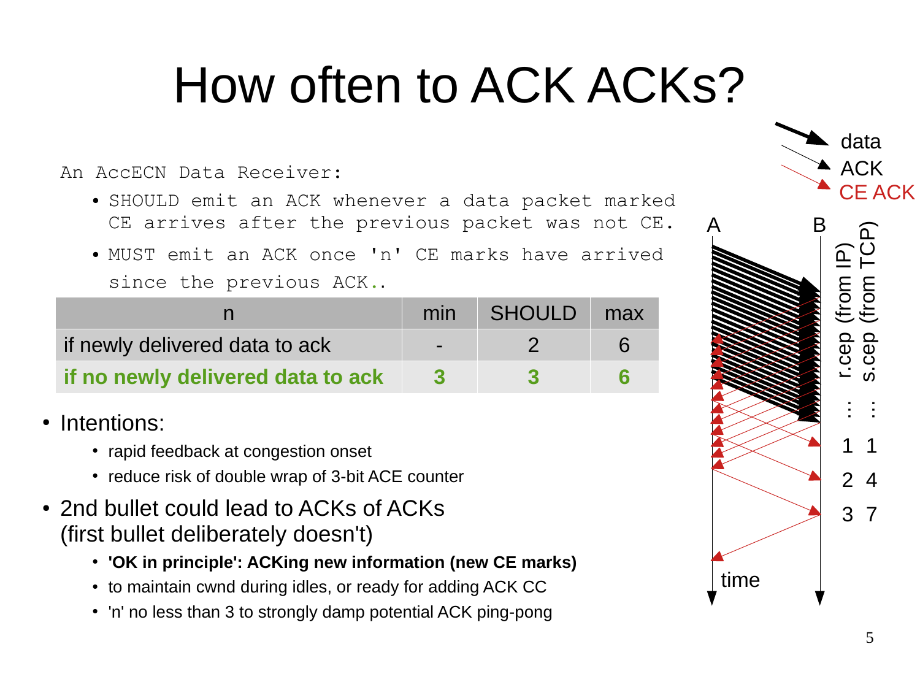# How often to ACK ACKs?

```
An AccECN Data Receiver:
  • SHOULD emit an ACK whenever a data packet marked
    CE arrives after the previous packet was not CE.
  • MUST emit an ACK once 'n' CE marks have arrived
    since the previous ACK..
```

| n | min | SHOULD | max |
|---|---|---|---|
| if newly delivered data to ack | - | 2 | 6 |
| **if no newly delivered data to ack** | **3** | **3** | **6** |

- Intentions:
  - rapid feedback at congestion onset
  - reduce risk of double wrap of 3-bit ACE counter
- 2nd bullet could lead to ACKs of ACKs (first bullet deliberately doesn't't)
  - **'OK in principle': ACKing new information (new CE marks)**
  - to maintain cwnd during idles, or ready for adding ACK CC
  - 'n' no less than 3 to strongly damp potential ACK ping-pong

data
ACK
CE ACK

A B

| r.cep (from IP) | s.cep (from TCP) |
|---|---|
| ⋮ | ⋮ |
| 1 | 1 |
| 2 | 4 |
| 3 | 7 |

time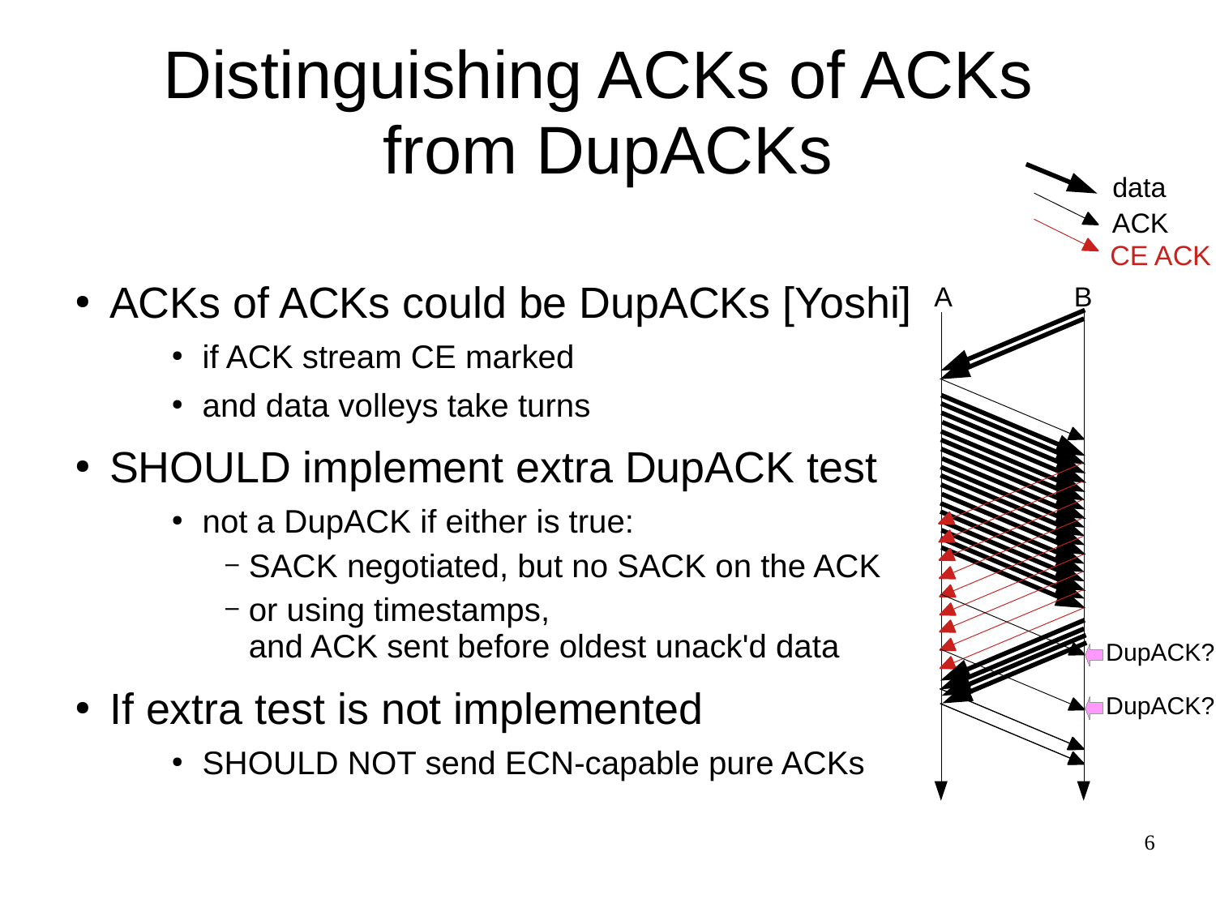# Distinguishing ACKs of ACKs from DupACKs

- ACKs of ACKs could be DupACKs [Yoshi]
  - if ACK stream CE marked
  - and data volleys take turns
- SHOULD implement extra DupACK test
  - not a DupACK if either is true:
    - SACK negotiated, but no SACK on the ACK
    - or using timestamps, and ACK sent before oldest unack'd data
- If extra test is not implemented
  - SHOULD NOT send ECN-capable pure ACKs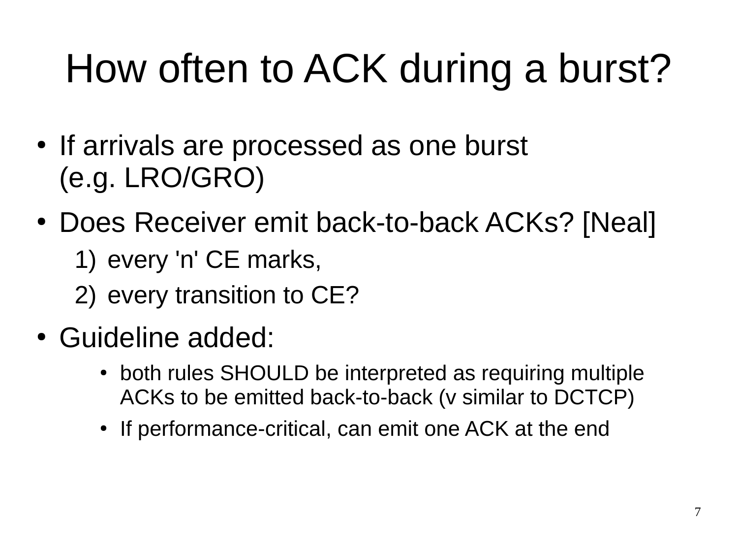# How often to ACK during a burst?

- If arrivals are processed as one burst (e.g. LRO/GRO)
- Does Receiver emit back-to-back ACKs? [Neal]
  1) every 'n' CE marks,
  2) every transition to CE?
- Guideline added:
  - both rules SHOULD be interpreted as requiring multiple ACKs to be emitted back-to-back (v similar to DCTCP)
  - If performance-critical, can emit one ACK at the end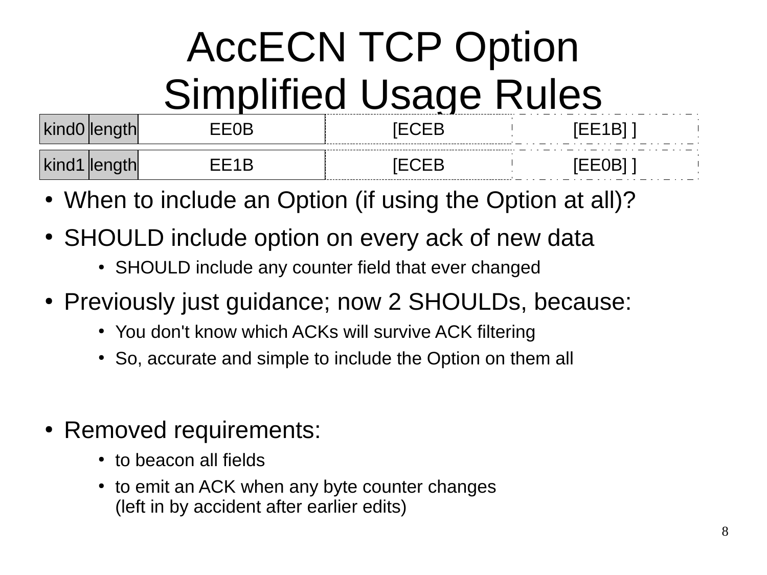# AccECN TCP Option Simplified Usage Rules

| kind0 | length | EE0B | [ECEB | [EE1B] ] |
|---|---|---|---|---|
| kind1 | length | EE1B | [ECEB | [EE0B] ] |

- When to include an Option (if using the Option at all)?
- SHOULD include option on every ack of new data
  - SHOULD include any counter field that ever changed
- Previously just guidance; now 2 SHOULDs, because:
  - You don't know which ACKs will survive ACK filtering
  - So, accurate and simple to include the Option on them all

- Removed requirements:
  - to beacon all fields
  - to emit an ACK when any byte counter changes (left in by accident after earlier edits)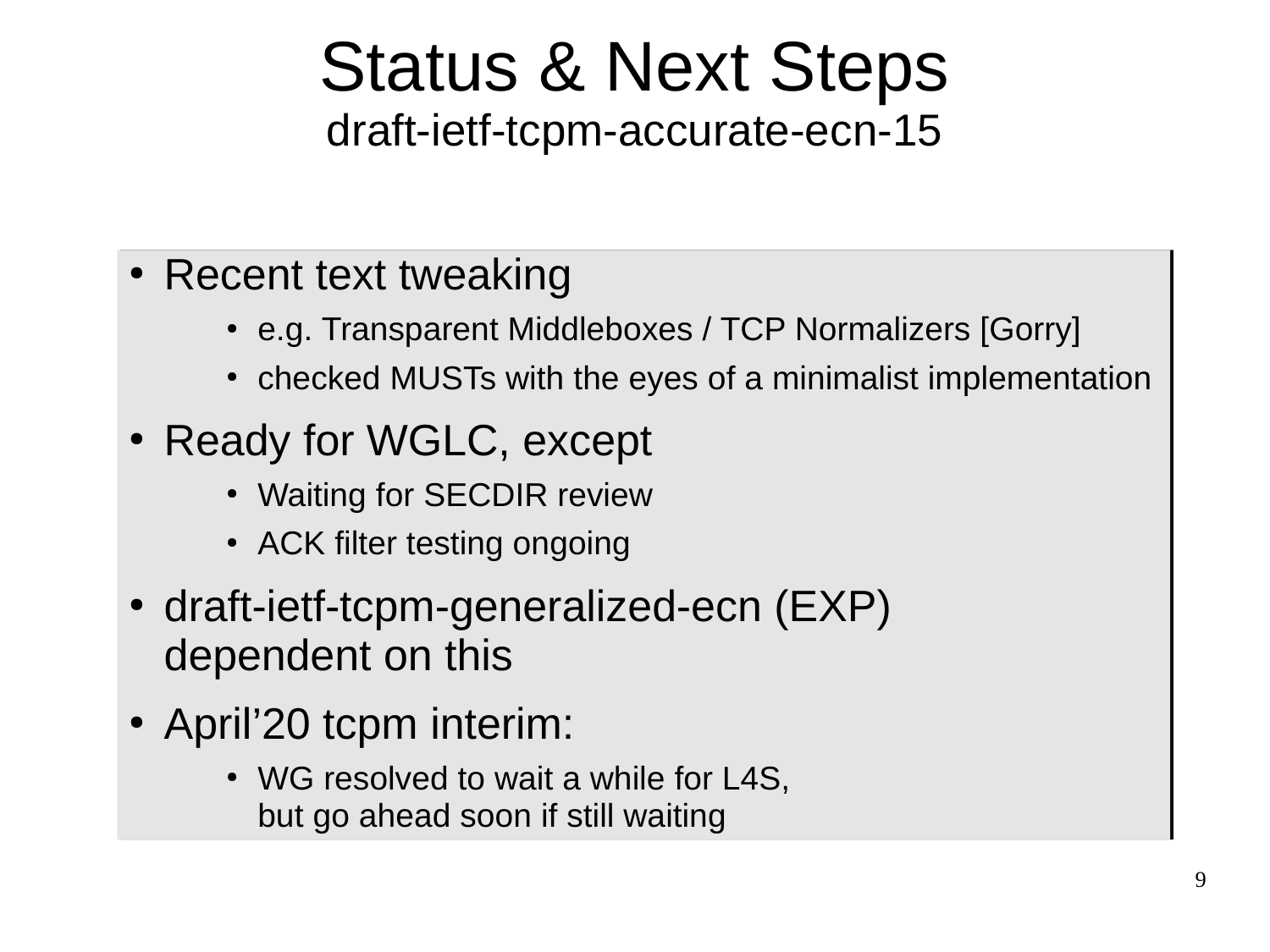# Status & Next Steps

## draft-ietf-tcpm-accurate-ecn-15

- Recent text tweaking
  - e.g. Transparent Middleboxes / TCP Normalizers [Gorry]
  - checked MUSTs with the eyes of a minimalist implementation
- Ready for WGLC, except
  - Waiting for SECDIR review
  - ACK filter testing ongoing
- draft-ietf-tcpm-generalized-ecn (EXP) dependent on this
- April'20 tcpm interim:
  - WG resolved to wait a while for L4S, but go ahead soon if still waiting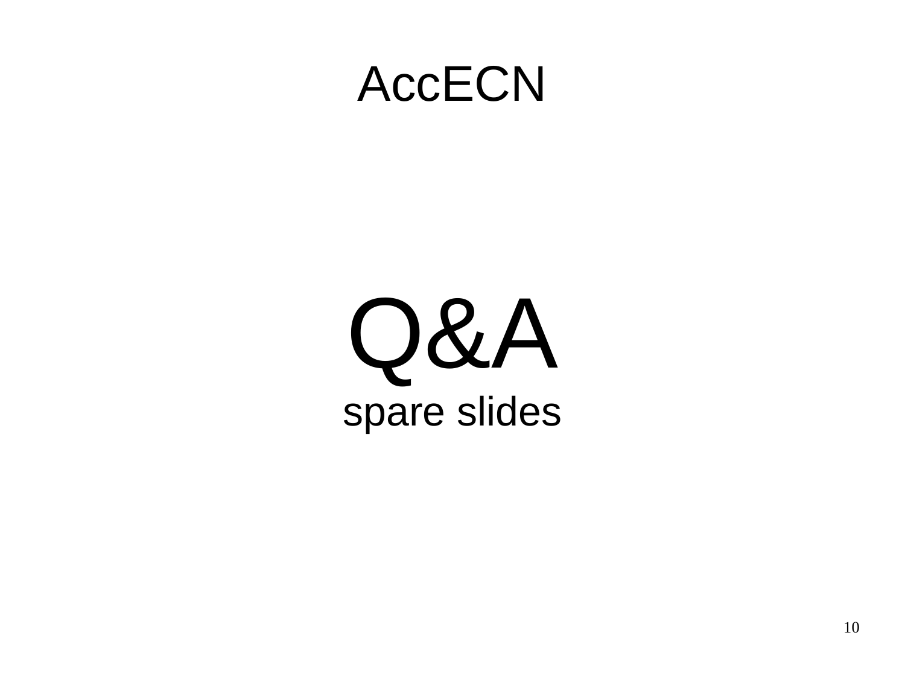# AccECN

# Q&A

spare slides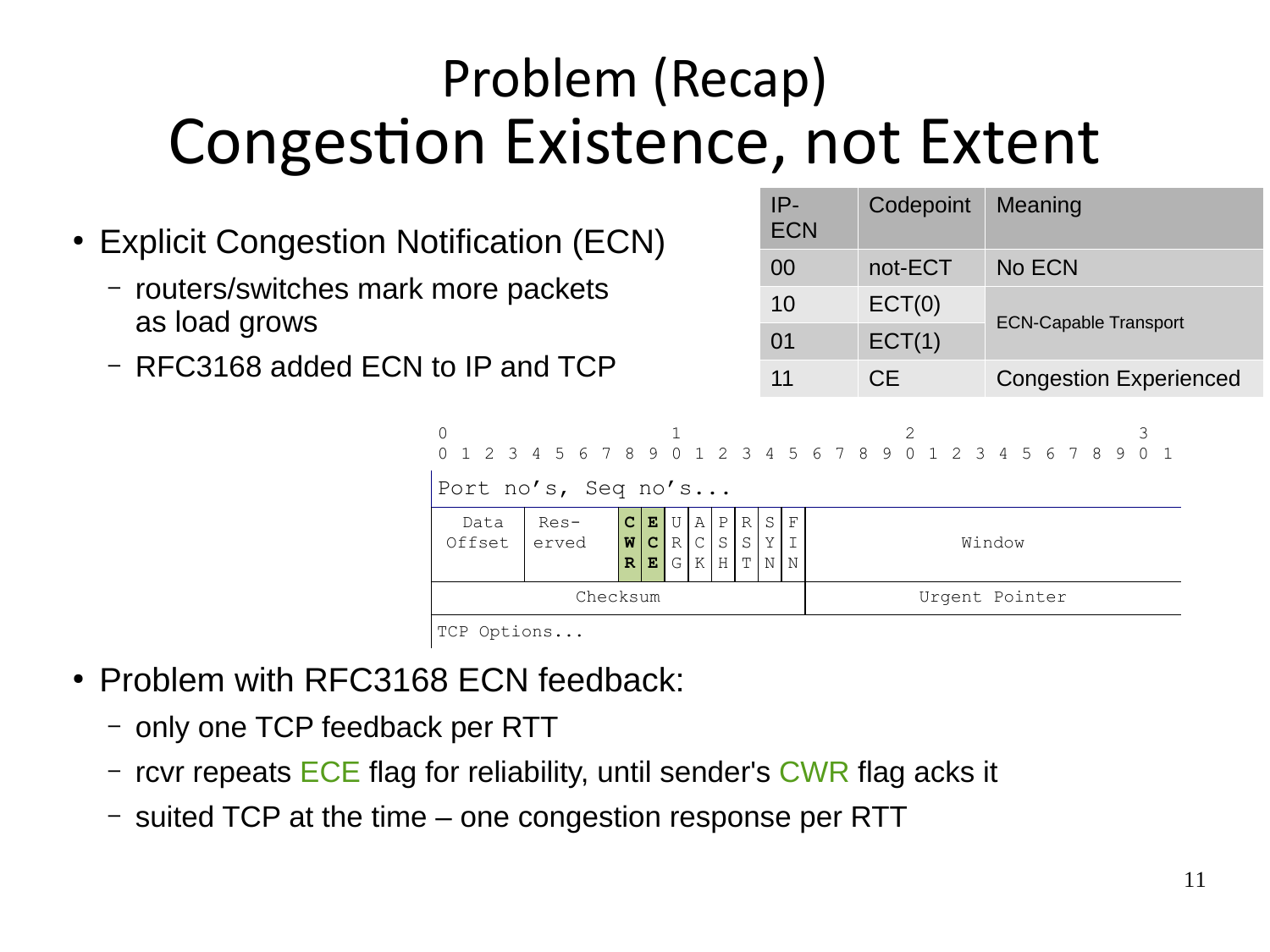# Problem (Recap)
# Congestion Existence, not Extent

- Explicit Congestion Notification (ECN)
  - routers/switches mark more packets as load grows
  - RFC3168 added ECN to IP and TCP

| IP-ECN | Codepoint | Meaning |
|---|---|---|
| 00 | not-ECT | No ECN |
| 10 | ECT(0) | ECN-Capable Transport |
| 01 | ECT(1) | |
| 11 | CE | Congestion Experienced |

```
0                   1                   2                   3
0 1 2 3 4 5 6 7 8 9 0 1 2 3 4 5 6 7 8 9 0 1 2 3 4 5 6 7 8 9 0 1
Port no's, Seq no's...
 Data  | Res-  |C|E|U|A|P|R|S|F|
Offset | erved |W|C|R|C|S|S|Y|I|            Window
       |       |R|E|G|K|H|T|N|N|
           Checksum            |         Urgent Pointer
TCP Options...
```

- Problem with RFC3168 ECN feedback:
  - only one TCP feedback per RTT
  - rcvr repeats ECE flag for reliability, until sender's CWR flag acks it
  - suited TCP at the time – one congestion response per RTT